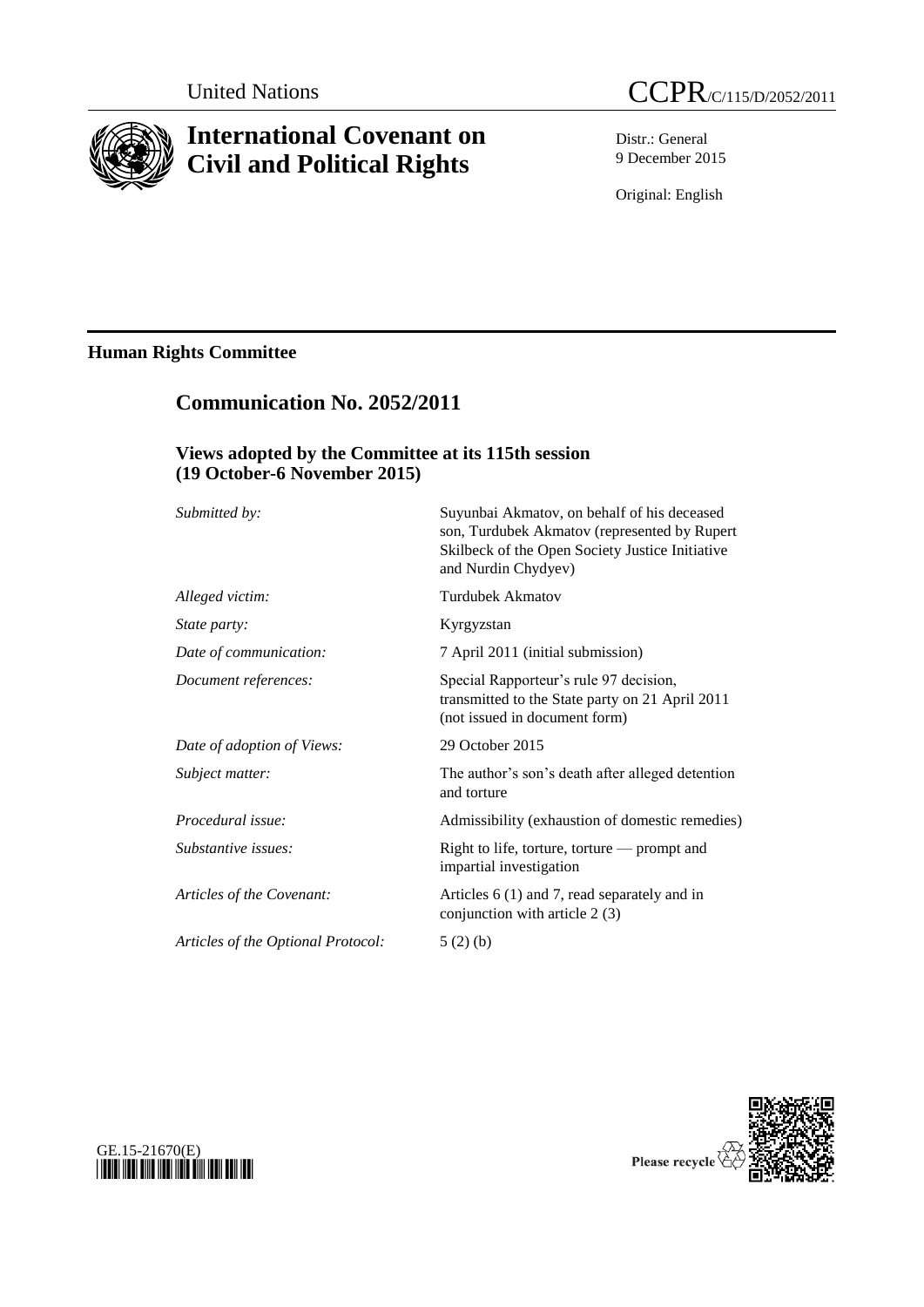United Nations

CCPR/C/115/D/2052/2011

# International Covenant on Civil and Political Rights

Distr.: General
9 December 2015

Original: English

## Human Rights Committee

## Communication No. 2052/2011

### Views adopted by the Committee at its 115th session (19 October-6 November 2015)

| | |
|---|---|
| *Submitted by:* | Suyunbai Akmatov, on behalf of his deceased son, Turdubek Akmatov (represented by Rupert Skilbeck of the Open Society Justice Initiative and Nurdin Chydyev) |
| *Alleged victim:* | Turdubek Akmatov |
| *State party:* | Kyrgyzstan |
| *Date of communication:* | 7 April 2011 (initial submission) |
| *Document references:* | Special Rapporteur's rule 97 decision, transmitted to the State party on 21 April 2011 (not issued in document form) |
| *Date of adoption of Views:* | 29 October 2015 |
| *Subject matter:* | The author's son's death after alleged detention and torture |
| *Procedural issue:* | Admissibility (exhaustion of domestic remedies) |
| *Substantive issues:* | Right to life, torture, torture — prompt and impartial investigation |
| *Articles of the Covenant:* | Articles 6 (1) and 7, read separately and in conjunction with article 2 (3) |
| *Articles of the Optional Protocol:* | 5 (2) (b) |

GE.15-21670(E)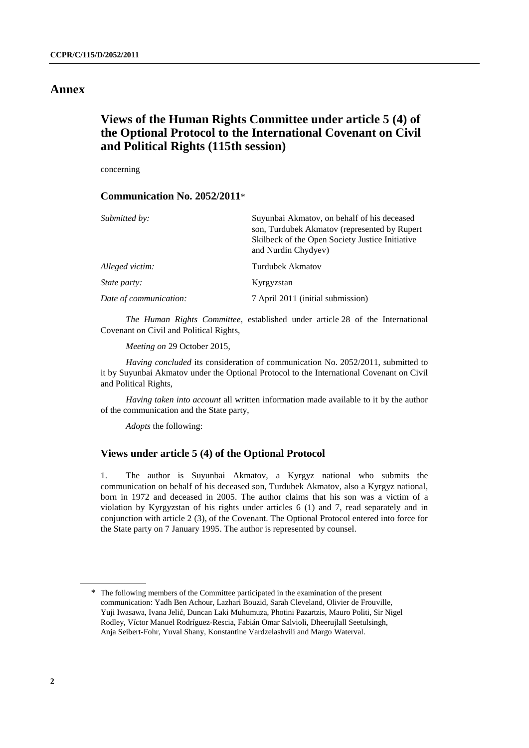# Annex

## Views of the Human Rights Committee under article 5 (4) of the Optional Protocol to the International Covenant on Civil and Political Rights (115th session)

concerning

### Communication No. 2052/2011*

| | |
|---|---|
| *Submitted by:* | Suyunbai Akmatov, on behalf of his deceased son, Turdubek Akmatov (represented by Rupert Skilbeck of the Open Society Justice Initiative and Nurdin Chydyev) |
| *Alleged victim:* | Turdubek Akmatov |
| *State party:* | Kyrgyzstan |
| *Date of communication:* | 7 April 2011 (initial submission) |

*The Human Rights Committee*, established under article 28 of the International Covenant on Civil and Political Rights,

*Meeting on* 29 October 2015,

*Having concluded* its consideration of communication No. 2052/2011, submitted to it by Suyunbai Akmatov under the Optional Protocol to the International Covenant on Civil and Political Rights,

*Having taken into account* all written information made available to it by the author of the communication and the State party,

*Adopts* the following:

### Views under article 5 (4) of the Optional Protocol

1. The author is Suyunbai Akmatov, a Kyrgyz national who submits the communication on behalf of his deceased son, Turdubek Akmatov, also a Kyrgyz national, born in 1972 and deceased in 2005. The author claims that his son was a victim of a violation by Kyrgyzstan of his rights under articles 6 (1) and 7, read separately and in conjunction with article 2 (3), of the Covenant. The Optional Protocol entered into force for the State party on 7 January 1995. The author is represented by counsel.

---

\* The following members of the Committee participated in the examination of the present communication: Yadh Ben Achour, Lazhari Bouzid, Sarah Cleveland, Olivier de Frouville, Yuji Iwasawa, Ivana Jelić, Duncan Laki Muhumuza, Photini Pazartzis, Mauro Politi, Sir Nigel Rodley, Víctor Manuel Rodríguez-Rescia, Fabián Omar Salvioli, Dheerujlall Seetulsingh, Anja Seibert-Fohr, Yuval Shany, Konstantine Vardzelashvili and Margo Waterval.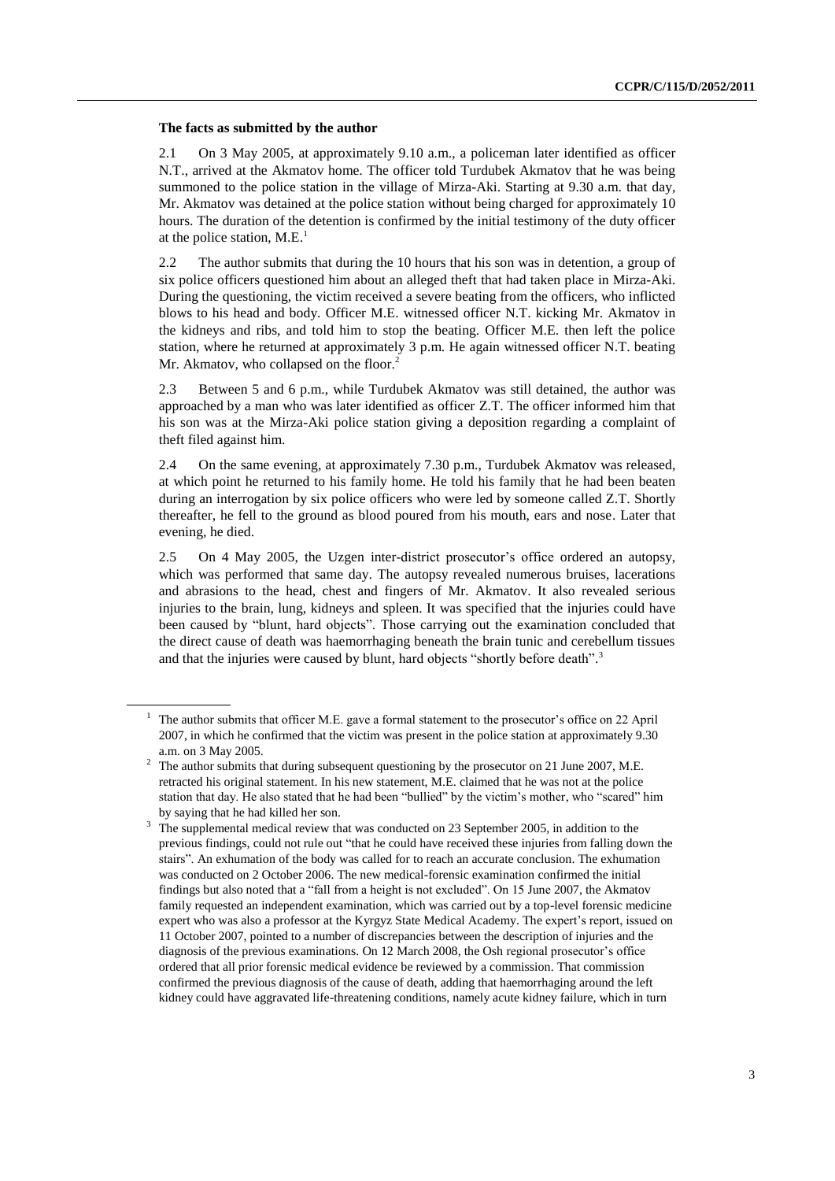### The facts as submitted by the author

2.1 On 3 May 2005, at approximately 9.10 a.m., a policeman later identified as officer N.T., arrived at the Akmatov home. The officer told Turdubek Akmatov that he was being summoned to the police station in the village of Mirza-Aki. Starting at 9.30 a.m. that day, Mr. Akmatov was detained at the police station without being charged for approximately 10 hours. The duration of the detention is confirmed by the initial testimony of the duty officer at the police station, M.E.[1]

2.2 The author submits that during the 10 hours that his son was in detention, a group of six police officers questioned him about an alleged theft that had taken place in Mirza-Aki. During the questioning, the victim received a severe beating from the officers, who inflicted blows to his head and body. Officer M.E. witnessed officer N.T. kicking Mr. Akmatov in the kidneys and ribs, and told him to stop the beating. Officer M.E. then left the police station, where he returned at approximately 3 p.m. He again witnessed officer N.T. beating Mr. Akmatov, who collapsed on the floor.[2]

2.3 Between 5 and 6 p.m., while Turdubek Akmatov was still detained, the author was approached by a man who was later identified as officer Z.T. The officer informed him that his son was at the Mirza-Aki police station giving a deposition regarding a complaint of theft filed against him.

2.4 On the same evening, at approximately 7.30 p.m., Turdubek Akmatov was released, at which point he returned to his family home. He told his family that he had been beaten during an interrogation by six police officers who were led by someone called Z.T. Shortly thereafter, he fell to the ground as blood poured from his mouth, ears and nose. Later that evening, he died.

2.5 On 4 May 2005, the Uzgen inter-district prosecutor's office ordered an autopsy, which was performed that same day. The autopsy revealed numerous bruises, lacerations and abrasions to the head, chest and fingers of Mr. Akmatov. It also revealed serious injuries to the brain, lung, kidneys and spleen. It was specified that the injuries could have been caused by "blunt, hard objects". Those carrying out the examination concluded that the direct cause of death was haemorrhaging beneath the brain tunic and cerebellum tissues and that the injuries were caused by blunt, hard objects "shortly before death".[3]

---

[1] The author submits that officer M.E. gave a formal statement to the prosecutor's office on 22 April 2007, in which he confirmed that the victim was present in the police station at approximately 9.30 a.m. on 3 May 2005.

[2] The author submits that during subsequent questioning by the prosecutor on 21 June 2007, M.E. retracted his original statement. In his new statement, M.E. claimed that he was not at the police station that day. He also stated that he had been "bullied" by the victim's mother, who "scared" him by saying that he had killed her son.

[3] The supplemental medical review that was conducted on 23 September 2005, in addition to the previous findings, could not rule out "that he could have received these injuries from falling down the stairs". An exhumation of the body was called for to reach an accurate conclusion. The exhumation was conducted on 2 October 2006. The new medical-forensic examination confirmed the initial findings but also noted that a "fall from a height is not excluded". On 15 June 2007, the Akmatov family requested an independent examination, which was carried out by a top-level forensic medicine expert who was also a professor at the Kyrgyz State Medical Academy. The expert's report, issued on 11 October 2007, pointed to a number of discrepancies between the description of injuries and the diagnosis of the previous examinations. On 12 March 2008, the Osh regional prosecutor's office ordered that all prior forensic medical evidence be reviewed by a commission. That commission confirmed the previous diagnosis of the cause of death, adding that haemorrhaging around the left kidney could have aggravated life-threatening conditions, namely acute kidney failure, which in turn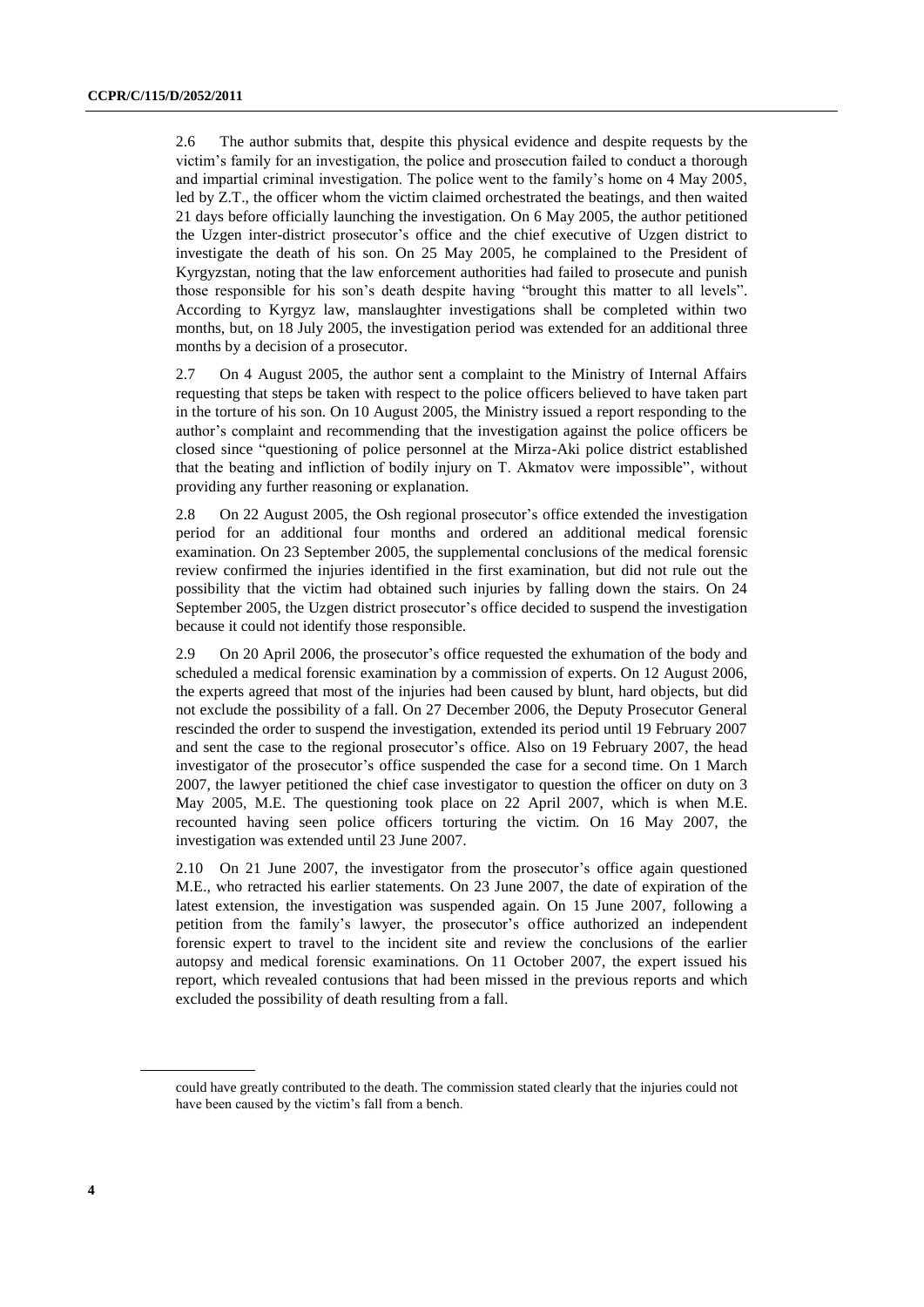2.6 The author submits that, despite this physical evidence and despite requests by the victim's family for an investigation, the police and prosecution failed to conduct a thorough and impartial criminal investigation. The police went to the family's home on 4 May 2005, led by Z.T., the officer whom the victim claimed orchestrated the beatings, and then waited 21 days before officially launching the investigation. On 6 May 2005, the author petitioned the Uzgen inter-district prosecutor's office and the chief executive of Uzgen district to investigate the death of his son. On 25 May 2005, he complained to the President of Kyrgyzstan, noting that the law enforcement authorities had failed to prosecute and punish those responsible for his son's death despite having "brought this matter to all levels". According to Kyrgyz law, manslaughter investigations shall be completed within two months, but, on 18 July 2005, the investigation period was extended for an additional three months by a decision of a prosecutor.

2.7 On 4 August 2005, the author sent a complaint to the Ministry of Internal Affairs requesting that steps be taken with respect to the police officers believed to have taken part in the torture of his son. On 10 August 2005, the Ministry issued a report responding to the author's complaint and recommending that the investigation against the police officers be closed since "questioning of police personnel at the Mirza-Aki police district established that the beating and infliction of bodily injury on T. Akmatov were impossible", without providing any further reasoning or explanation.

2.8 On 22 August 2005, the Osh regional prosecutor's office extended the investigation period for an additional four months and ordered an additional medical forensic examination. On 23 September 2005, the supplemental conclusions of the medical forensic review confirmed the injuries identified in the first examination, but did not rule out the possibility that the victim had obtained such injuries by falling down the stairs. On 24 September 2005, the Uzgen district prosecutor's office decided to suspend the investigation because it could not identify those responsible.

2.9 On 20 April 2006, the prosecutor's office requested the exhumation of the body and scheduled a medical forensic examination by a commission of experts. On 12 August 2006, the experts agreed that most of the injuries had been caused by blunt, hard objects, but did not exclude the possibility of a fall. On 27 December 2006, the Deputy Prosecutor General rescinded the order to suspend the investigation, extended its period until 19 February 2007 and sent the case to the regional prosecutor's office. Also on 19 February 2007, the head investigator of the prosecutor's office suspended the case for a second time. On 1 March 2007, the lawyer petitioned the chief case investigator to question the officer on duty on 3 May 2005, M.E. The questioning took place on 22 April 2007, which is when M.E. recounted having seen police officers torturing the victim. On 16 May 2007, the investigation was extended until 23 June 2007.

2.10 On 21 June 2007, the investigator from the prosecutor's office again questioned M.E., who retracted his earlier statements. On 23 June 2007, the date of expiration of the latest extension, the investigation was suspended again. On 15 June 2007, following a petition from the family's lawyer, the prosecutor's office authorized an independent forensic expert to travel to the incident site and review the conclusions of the earlier autopsy and medical forensic examinations. On 11 October 2007, the expert issued his report, which revealed contusions that had been missed in the previous reports and which excluded the possibility of death resulting from a fall.

could have greatly contributed to the death. The commission stated clearly that the injuries could not have been caused by the victim's fall from a bench.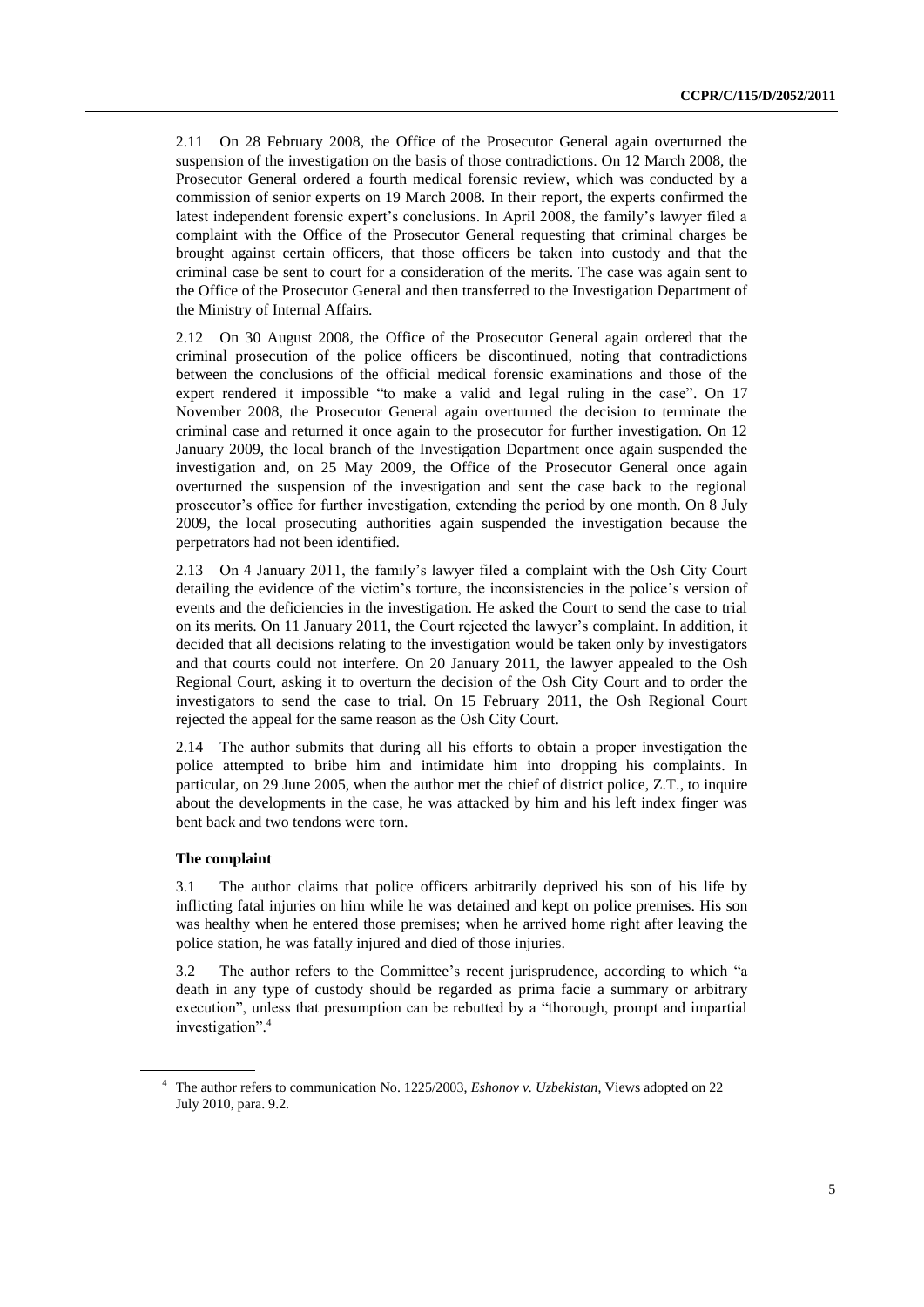2.11 On 28 February 2008, the Office of the Prosecutor General again overturned the suspension of the investigation on the basis of those contradictions. On 12 March 2008, the Prosecutor General ordered a fourth medical forensic review, which was conducted by a commission of senior experts on 19 March 2008. In their report, the experts confirmed the latest independent forensic expert's conclusions. In April 2008, the family's lawyer filed a complaint with the Office of the Prosecutor General requesting that criminal charges be brought against certain officers, that those officers be taken into custody and that the criminal case be sent to court for a consideration of the merits. The case was again sent to the Office of the Prosecutor General and then transferred to the Investigation Department of the Ministry of Internal Affairs.

2.12 On 30 August 2008, the Office of the Prosecutor General again ordered that the criminal prosecution of the police officers be discontinued, noting that contradictions between the conclusions of the official medical forensic examinations and those of the expert rendered it impossible "to make a valid and legal ruling in the case". On 17 November 2008, the Prosecutor General again overturned the decision to terminate the criminal case and returned it once again to the prosecutor for further investigation. On 12 January 2009, the local branch of the Investigation Department once again suspended the investigation and, on 25 May 2009, the Office of the Prosecutor General once again overturned the suspension of the investigation and sent the case back to the regional prosecutor's office for further investigation, extending the period by one month. On 8 July 2009, the local prosecuting authorities again suspended the investigation because the perpetrators had not been identified.

2.13 On 4 January 2011, the family's lawyer filed a complaint with the Osh City Court detailing the evidence of the victim's torture, the inconsistencies in the police's version of events and the deficiencies in the investigation. He asked the Court to send the case to trial on its merits. On 11 January 2011, the Court rejected the lawyer's complaint. In addition, it decided that all decisions relating to the investigation would be taken only by investigators and that courts could not interfere. On 20 January 2011, the lawyer appealed to the Osh Regional Court, asking it to overturn the decision of the Osh City Court and to order the investigators to send the case to trial. On 15 February 2011, the Osh Regional Court rejected the appeal for the same reason as the Osh City Court.

2.14 The author submits that during all his efforts to obtain a proper investigation the police attempted to bribe him and intimidate him into dropping his complaints. In particular, on 29 June 2005, when the author met the chief of district police, Z.T., to inquire about the developments in the case, he was attacked by him and his left index finger was bent back and two tendons were torn.

### The complaint

3.1 The author claims that police officers arbitrarily deprived his son of his life by inflicting fatal injuries on him while he was detained and kept on police premises. His son was healthy when he entered those premises; when he arrived home right after leaving the police station, he was fatally injured and died of those injuries.

3.2 The author refers to the Committee's recent jurisprudence, according to which "a death in any type of custody should be regarded as prima facie a summary or arbitrary execution", unless that presumption can be rebutted by a "thorough, prompt and impartial investigation".[4]

[4] The author refers to communication No. 1225/2003, *Eshonov v. Uzbekistan*, Views adopted on 22 July 2010, para. 9.2.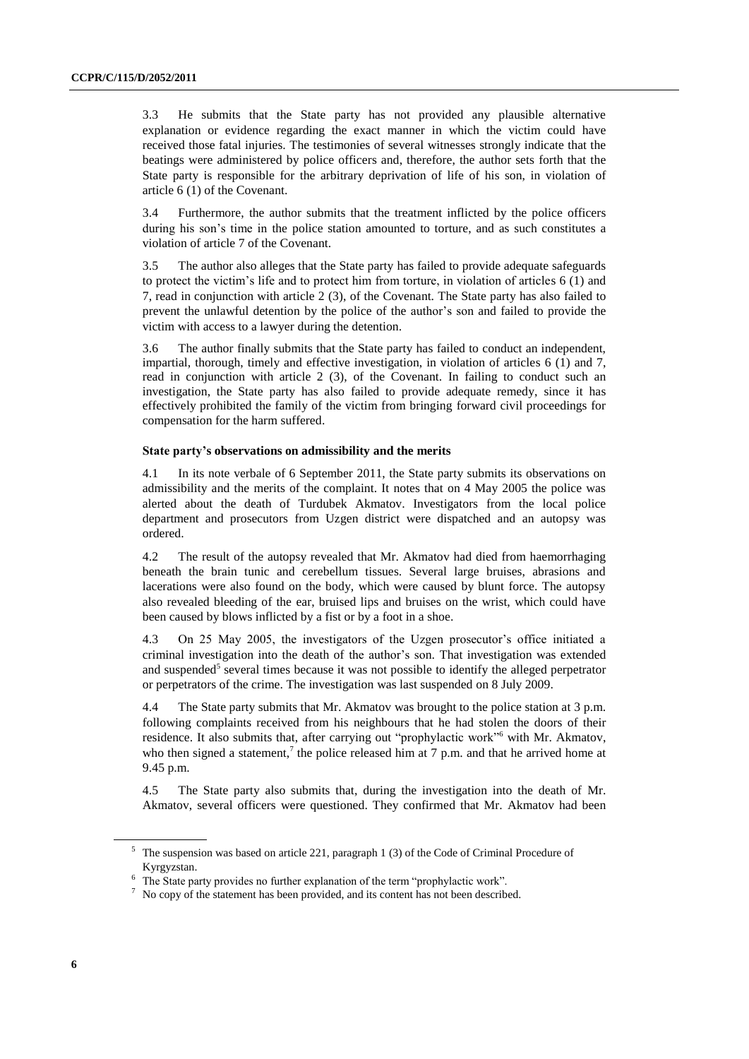3.3 He submits that the State party has not provided any plausible alternative explanation or evidence regarding the exact manner in which the victim could have received those fatal injuries. The testimonies of several witnesses strongly indicate that the beatings were administered by police officers and, therefore, the author sets forth that the State party is responsible for the arbitrary deprivation of life of his son, in violation of article 6 (1) of the Covenant.

3.4 Furthermore, the author submits that the treatment inflicted by the police officers during his son's time in the police station amounted to torture, and as such constitutes a violation of article 7 of the Covenant.

3.5 The author also alleges that the State party has failed to provide adequate safeguards to protect the victim's life and to protect him from torture, in violation of articles 6 (1) and 7, read in conjunction with article 2 (3), of the Covenant. The State party has also failed to prevent the unlawful detention by the police of the author's son and failed to provide the victim with access to a lawyer during the detention.

3.6 The author finally submits that the State party has failed to conduct an independent, impartial, thorough, timely and effective investigation, in violation of articles 6 (1) and 7, read in conjunction with article 2 (3), of the Covenant. In failing to conduct such an investigation, the State party has also failed to provide adequate remedy, since it has effectively prohibited the family of the victim from bringing forward civil proceedings for compensation for the harm suffered.

**State party's observations on admissibility and the merits**

4.1 In its note verbale of 6 September 2011, the State party submits its observations on admissibility and the merits of the complaint. It notes that on 4 May 2005 the police was alerted about the death of Turdubek Akmatov. Investigators from the local police department and prosecutors from Uzgen district were dispatched and an autopsy was ordered.

4.2 The result of the autopsy revealed that Mr. Akmatov had died from haemorrhaging beneath the brain tunic and cerebellum tissues. Several large bruises, abrasions and lacerations were also found on the body, which were caused by blunt force. The autopsy also revealed bleeding of the ear, bruised lips and bruises on the wrist, which could have been caused by blows inflicted by a fist or by a foot in a shoe.

4.3 On 25 May 2005, the investigators of the Uzgen prosecutor's office initiated a criminal investigation into the death of the author's son. That investigation was extended and suspended[5] several times because it was not possible to identify the alleged perpetrator or perpetrators of the crime. The investigation was last suspended on 8 July 2009.

4.4 The State party submits that Mr. Akmatov was brought to the police station at 3 p.m. following complaints received from his neighbours that he had stolen the doors of their residence. It also submits that, after carrying out "prophylactic work"[6] with Mr. Akmatov, who then signed a statement,[7] the police released him at 7 p.m. and that he arrived home at 9.45 p.m.

4.5 The State party also submits that, during the investigation into the death of Mr. Akmatov, several officers were questioned. They confirmed that Mr. Akmatov had been

[5] The suspension was based on article 221, paragraph 1 (3) of the Code of Criminal Procedure of Kyrgyzstan.

[6] The State party provides no further explanation of the term "prophylactic work".

[7] No copy of the statement has been provided, and its content has not been described.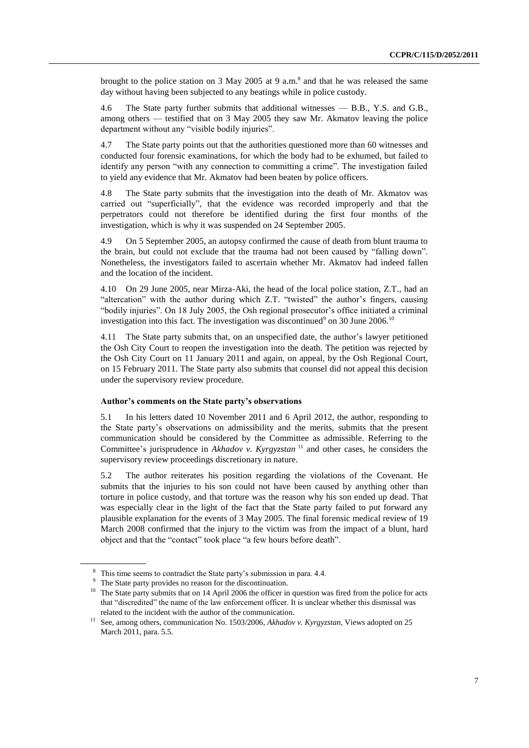brought to the police station on 3 May 2005 at 9 a.m.[8] and that he was released the same day without having been subjected to any beatings while in police custody.

4.6 The State party further submits that additional witnesses — B.B., Y.S. and G.B., among others — testified that on 3 May 2005 they saw Mr. Akmatov leaving the police department without any "visible bodily injuries".

4.7 The State party points out that the authorities questioned more than 60 witnesses and conducted four forensic examinations, for which the body had to be exhumed, but failed to identify any person "with any connection to committing a crime". The investigation failed to yield any evidence that Mr. Akmatov had been beaten by police officers.

4.8 The State party submits that the investigation into the death of Mr. Akmatov was carried out "superficially", that the evidence was recorded improperly and that the perpetrators could not therefore be identified during the first four months of the investigation, which is why it was suspended on 24 September 2005.

4.9 On 5 September 2005, an autopsy confirmed the cause of death from blunt trauma to the brain, but could not exclude that the trauma had not been caused by "falling down". Nonetheless, the investigators failed to ascertain whether Mr. Akmatov had indeed fallen and the location of the incident.

4.10 On 29 June 2005, near Mirza-Aki, the head of the local police station, Z.T., had an "altercation" with the author during which Z.T. "twisted" the author's fingers, causing "bodily injuries". On 18 July 2005, the Osh regional prosecutor's office initiated a criminal investigation into this fact. The investigation was discontinued[9] on 30 June 2006.[10]

4.11 The State party submits that, on an unspecified date, the author's lawyer petitioned the Osh City Court to reopen the investigation into the death. The petition was rejected by the Osh City Court on 11 January 2011 and again, on appeal, by the Osh Regional Court, on 15 February 2011. The State party also submits that counsel did not appeal this decision under the supervisory review procedure.

### Author's comments on the State party's observations

5.1 In his letters dated 10 November 2011 and 6 April 2012, the author, responding to the State party's observations on admissibility and the merits, submits that the present communication should be considered by the Committee as admissible. Referring to the Committee's jurisprudence in *Akhadov v. Kyrgyzstan*[11] and other cases, he considers the supervisory review proceedings discretionary in nature.

5.2 The author reiterates his position regarding the violations of the Covenant. He submits that the injuries to his son could not have been caused by anything other than torture in police custody, and that torture was the reason why his son ended up dead. That was especially clear in the light of the fact that the State party failed to put forward any plausible explanation for the events of 3 May 2005. The final forensic medical review of 19 March 2008 confirmed that the injury to the victim was from the impact of a blunt, hard object and that the "contact" took place "a few hours before death".

---

[8] This time seems to contradict the State party's submission in para. 4.4.

[9] The State party provides no reason for the discontinuation.

[10] The State party submits that on 14 April 2006 the officer in question was fired from the police for acts that "discredited" the name of the law enforcement officer. It is unclear whether this dismissal was related to the incident with the author of the communication.

[11] See, among others, communication No. 1503/2006, *Akhadov v. Kyrgyzstan*, Views adopted on 25 March 2011, para. 5.5.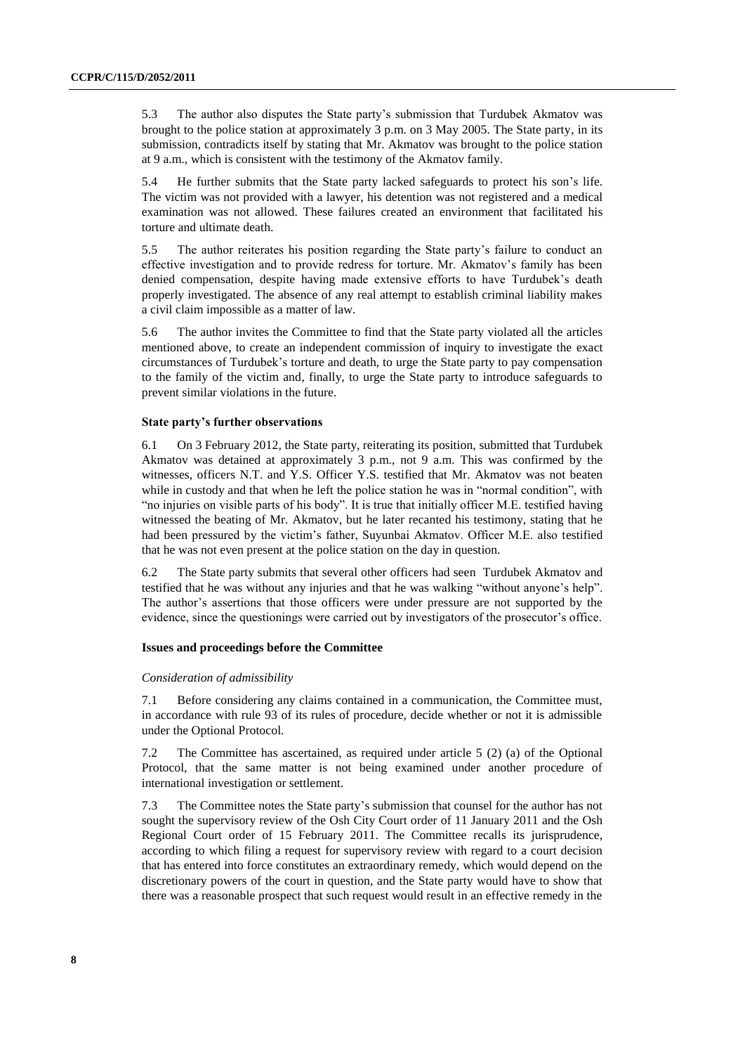5.3 The author also disputes the State party's submission that Turdubek Akmatov was brought to the police station at approximately 3 p.m. on 3 May 2005. The State party, in its submission, contradicts itself by stating that Mr. Akmatov was brought to the police station at 9 a.m., which is consistent with the testimony of the Akmatov family.

5.4 He further submits that the State party lacked safeguards to protect his son's life. The victim was not provided with a lawyer, his detention was not registered and a medical examination was not allowed. These failures created an environment that facilitated his torture and ultimate death.

5.5 The author reiterates his position regarding the State party's failure to conduct an effective investigation and to provide redress for torture. Mr. Akmatov's family has been denied compensation, despite having made extensive efforts to have Turdubek's death properly investigated. The absence of any real attempt to establish criminal liability makes a civil claim impossible as a matter of law.

5.6 The author invites the Committee to find that the State party violated all the articles mentioned above, to create an independent commission of inquiry to investigate the exact circumstances of Turdubek's torture and death, to urge the State party to pay compensation to the family of the victim and, finally, to urge the State party to introduce safeguards to prevent similar violations in the future.

### State party's further observations

6.1 On 3 February 2012, the State party, reiterating its position, submitted that Turdubek Akmatov was detained at approximately 3 p.m., not 9 a.m. This was confirmed by the witnesses, officers N.T. and Y.S. Officer Y.S. testified that Mr. Akmatov was not beaten while in custody and that when he left the police station he was in "normal condition", with "no injuries on visible parts of his body". It is true that initially officer M.E. testified having witnessed the beating of Mr. Akmatov, but he later recanted his testimony, stating that he had been pressured by the victim's father, Suyunbai Akmatov. Officer M.E. also testified that he was not even present at the police station on the day in question.

6.2 The State party submits that several other officers had seen Turdubek Akmatov and testified that he was without any injuries and that he was walking "without anyone's help". The author's assertions that those officers were under pressure are not supported by the evidence, since the questionings were carried out by investigators of the prosecutor's office.

### Issues and proceedings before the Committee

*Consideration of admissibility*

7.1 Before considering any claims contained in a communication, the Committee must, in accordance with rule 93 of its rules of procedure, decide whether or not it is admissible under the Optional Protocol.

7.2 The Committee has ascertained, as required under article 5 (2) (a) of the Optional Protocol, that the same matter is not being examined under another procedure of international investigation or settlement.

7.3 The Committee notes the State party's submission that counsel for the author has not sought the supervisory review of the Osh City Court order of 11 January 2011 and the Osh Regional Court order of 15 February 2011. The Committee recalls its jurisprudence, according to which filing a request for supervisory review with regard to a court decision that has entered into force constitutes an extraordinary remedy, which would depend on the discretionary powers of the court in question, and the State party would have to show that there was a reasonable prospect that such request would result in an effective remedy in the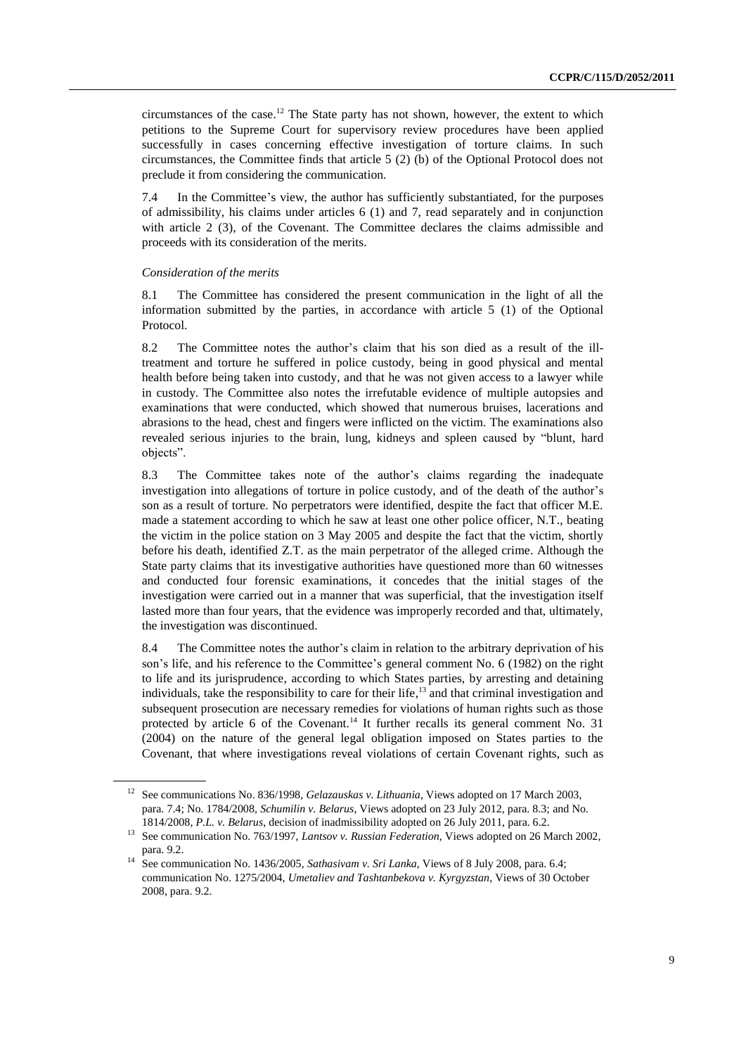circumstances of the case.[12] The State party has not shown, however, the extent to which petitions to the Supreme Court for supervisory review procedures have been applied successfully in cases concerning effective investigation of torture claims. In such circumstances, the Committee finds that article 5 (2) (b) of the Optional Protocol does not preclude it from considering the communication.

7.4 In the Committee's view, the author has sufficiently substantiated, for the purposes of admissibility, his claims under articles 6 (1) and 7, read separately and in conjunction with article 2 (3), of the Covenant. The Committee declares the claims admissible and proceeds with its consideration of the merits.

*Consideration of the merits*

8.1 The Committee has considered the present communication in the light of all the information submitted by the parties, in accordance with article 5 (1) of the Optional Protocol.

8.2 The Committee notes the author's claim that his son died as a result of the ill-treatment and torture he suffered in police custody, being in good physical and mental health before being taken into custody, and that he was not given access to a lawyer while in custody. The Committee also notes the irrefutable evidence of multiple autopsies and examinations that were conducted, which showed that numerous bruises, lacerations and abrasions to the head, chest and fingers were inflicted on the victim. The examinations also revealed serious injuries to the brain, lung, kidneys and spleen caused by "blunt, hard objects".

8.3 The Committee takes note of the author's claims regarding the inadequate investigation into allegations of torture in police custody, and of the death of the author's son as a result of torture. No perpetrators were identified, despite the fact that officer M.E. made a statement according to which he saw at least one other police officer, N.T., beating the victim in the police station on 3 May 2005 and despite the fact that the victim, shortly before his death, identified Z.T. as the main perpetrator of the alleged crime. Although the State party claims that its investigative authorities have questioned more than 60 witnesses and conducted four forensic examinations, it concedes that the initial stages of the investigation were carried out in a manner that was superficial, that the investigation itself lasted more than four years, that the evidence was improperly recorded and that, ultimately, the investigation was discontinued.

8.4 The Committee notes the author's claim in relation to the arbitrary deprivation of his son's life, and his reference to the Committee's general comment No. 6 (1982) on the right to life and its jurisprudence, according to which States parties, by arresting and detaining individuals, take the responsibility to care for their life,[13] and that criminal investigation and subsequent prosecution are necessary remedies for violations of human rights such as those protected by article 6 of the Covenant.[14] It further recalls its general comment No. 31 (2004) on the nature of the general legal obligation imposed on States parties to the Covenant, that where investigations reveal violations of certain Covenant rights, such as

---

[12] See communications No. 836/1998, *Gelazauskas v. Lithuania*, Views adopted on 17 March 2003, para. 7.4; No. 1784/2008, *Schumilin v. Belarus*, Views adopted on 23 July 2012, para. 8.3; and No. 1814/2008, *P.L. v. Belarus*, decision of inadmissibility adopted on 26 July 2011, para. 6.2.

[13] See communication No. 763/1997, *Lantsov v. Russian Federation*, Views adopted on 26 March 2002, para. 9.2.

[14] See communication No. 1436/2005, *Sathasivam v. Sri Lanka*, Views of 8 July 2008, para. 6.4; communication No. 1275/2004, *Umetaliev and Tashtanbekova v. Kyrgyzstan*, Views of 30 October 2008, para. 9.2.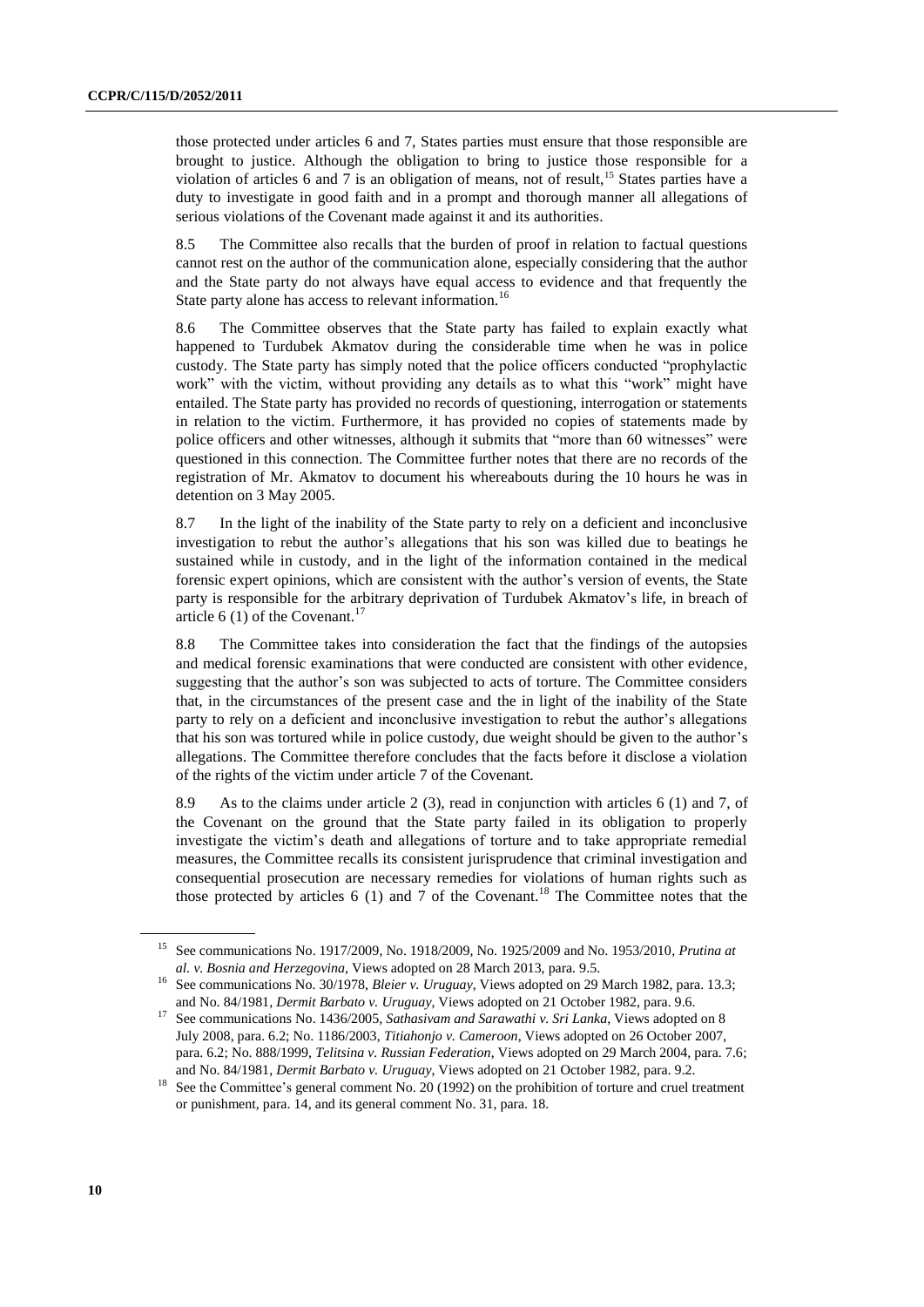those protected under articles 6 and 7, States parties must ensure that those responsible are brought to justice. Although the obligation to bring to justice those responsible for a violation of articles 6 and 7 is an obligation of means, not of result,[15] States parties have a duty to investigate in good faith and in a prompt and thorough manner all allegations of serious violations of the Covenant made against it and its authorities.

8.5 The Committee also recalls that the burden of proof in relation to factual questions cannot rest on the author of the communication alone, especially considering that the author and the State party do not always have equal access to evidence and that frequently the State party alone has access to relevant information.[16]

8.6 The Committee observes that the State party has failed to explain exactly what happened to Turdubek Akmatov during the considerable time when he was in police custody. The State party has simply noted that the police officers conducted "prophylactic work" with the victim, without providing any details as to what this "work" might have entailed. The State party has provided no records of questioning, interrogation or statements in relation to the victim. Furthermore, it has provided no copies of statements made by police officers and other witnesses, although it submits that "more than 60 witnesses" were questioned in this connection. The Committee further notes that there are no records of the registration of Mr. Akmatov to document his whereabouts during the 10 hours he was in detention on 3 May 2005.

8.7 In the light of the inability of the State party to rely on a deficient and inconclusive investigation to rebut the author's allegations that his son was killed due to beatings he sustained while in custody, and in the light of the information contained in the medical forensic expert opinions, which are consistent with the author's version of events, the State party is responsible for the arbitrary deprivation of Turdubek Akmatov's life, in breach of article 6 (1) of the Covenant.[17]

8.8 The Committee takes into consideration the fact that the findings of the autopsies and medical forensic examinations that were conducted are consistent with other evidence, suggesting that the author's son was subjected to acts of torture. The Committee considers that, in the circumstances of the present case and the in light of the inability of the State party to rely on a deficient and inconclusive investigation to rebut the author's allegations that his son was tortured while in police custody, due weight should be given to the author's allegations. The Committee therefore concludes that the facts before it disclose a violation of the rights of the victim under article 7 of the Covenant.

8.9 As to the claims under article 2 (3), read in conjunction with articles 6 (1) and 7, of the Covenant on the ground that the State party failed in its obligation to properly investigate the victim's death and allegations of torture and to take appropriate remedial measures, the Committee recalls its consistent jurisprudence that criminal investigation and consequential prosecution are necessary remedies for violations of human rights such as those protected by articles 6 (1) and 7 of the Covenant.[18] The Committee notes that the

---

[15] See communications No. 1917/2009, No. 1918/2009, No. 1925/2009 and No. 1953/2010, *Prutina at al. v. Bosnia and Herzegovina*, Views adopted on 28 March 2013, para. 9.5.

[16] See communications No. 30/1978, *Bleier v. Uruguay*, Views adopted on 29 March 1982, para. 13.3; and No. 84/1981, *Dermit Barbato v. Uruguay*, Views adopted on 21 October 1982, para. 9.6.

[17] See communications No. 1436/2005, *Sathasivam and Sarawathi v. Sri Lanka*, Views adopted on 8 July 2008, para. 6.2; No. 1186/2003, *Titiahonjo v. Cameroon*, Views adopted on 26 October 2007, para. 6.2; No. 888/1999, *Telitsina v. Russian Federation*, Views adopted on 29 March 2004, para. 7.6; and No. 84/1981, *Dermit Barbato v. Uruguay*, Views adopted on 21 October 1982, para. 9.2.

[18] See the Committee's general comment No. 20 (1992) on the prohibition of torture and cruel treatment or punishment, para. 14, and its general comment No. 31, para. 18.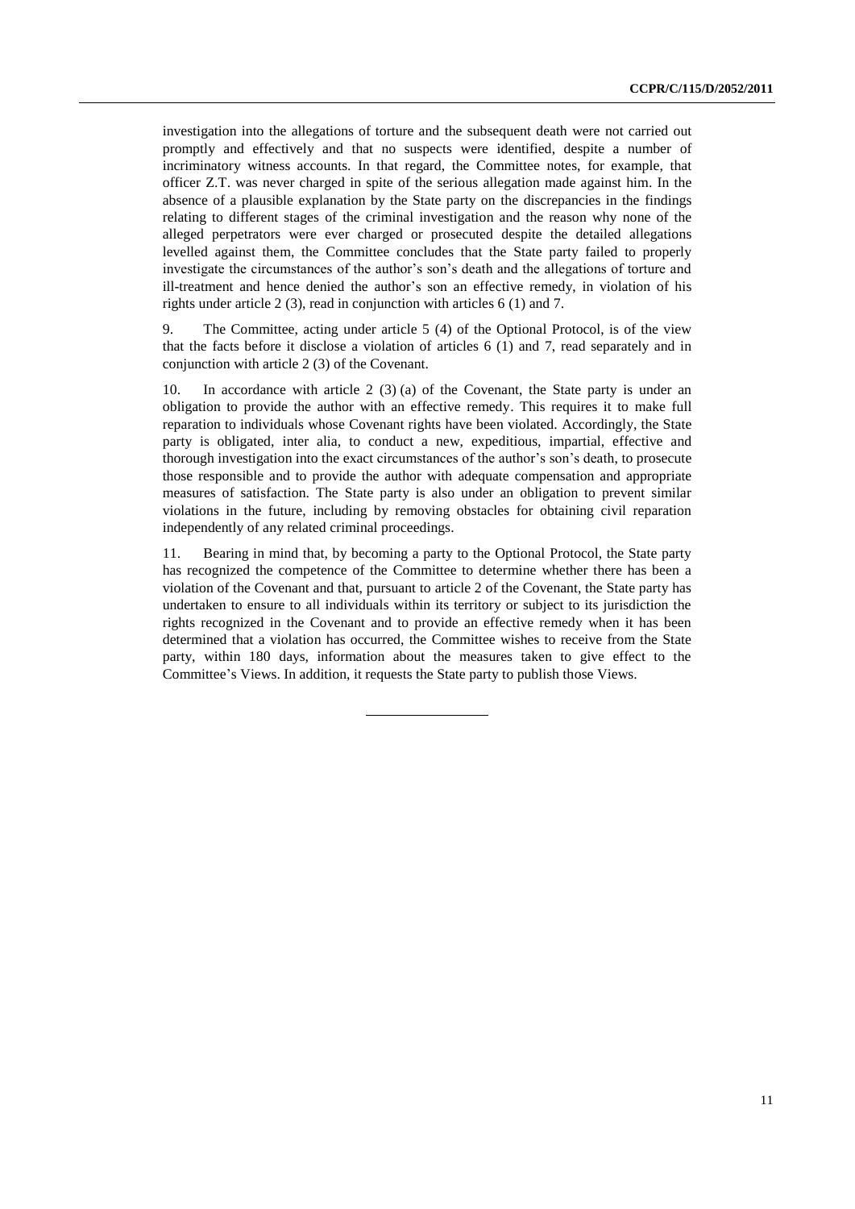investigation into the allegations of torture and the subsequent death were not carried out promptly and effectively and that no suspects were identified, despite a number of incriminatory witness accounts. In that regard, the Committee notes, for example, that officer Z.T. was never charged in spite of the serious allegation made against him. In the absence of a plausible explanation by the State party on the discrepancies in the findings relating to different stages of the criminal investigation and the reason why none of the alleged perpetrators were ever charged or prosecuted despite the detailed allegations levelled against them, the Committee concludes that the State party failed to properly investigate the circumstances of the author's son's death and the allegations of torture and ill-treatment and hence denied the author's son an effective remedy, in violation of his rights under article 2 (3), read in conjunction with articles 6 (1) and 7.

9. The Committee, acting under article 5 (4) of the Optional Protocol, is of the view that the facts before it disclose a violation of articles 6 (1) and 7, read separately and in conjunction with article 2 (3) of the Covenant.

10. In accordance with article 2 (3) (a) of the Covenant, the State party is under an obligation to provide the author with an effective remedy. This requires it to make full reparation to individuals whose Covenant rights have been violated. Accordingly, the State party is obligated, inter alia, to conduct a new, expeditious, impartial, effective and thorough investigation into the exact circumstances of the author's son's death, to prosecute those responsible and to provide the author with adequate compensation and appropriate measures of satisfaction. The State party is also under an obligation to prevent similar violations in the future, including by removing obstacles for obtaining civil reparation independently of any related criminal proceedings.

11. Bearing in mind that, by becoming a party to the Optional Protocol, the State party has recognized the competence of the Committee to determine whether there has been a violation of the Covenant and that, pursuant to article 2 of the Covenant, the State party has undertaken to ensure to all individuals within its territory or subject to its jurisdiction the rights recognized in the Covenant and to provide an effective remedy when it has been determined that a violation has occurred, the Committee wishes to receive from the State party, within 180 days, information about the measures taken to give effect to the Committee's Views. In addition, it requests the State party to publish those Views.